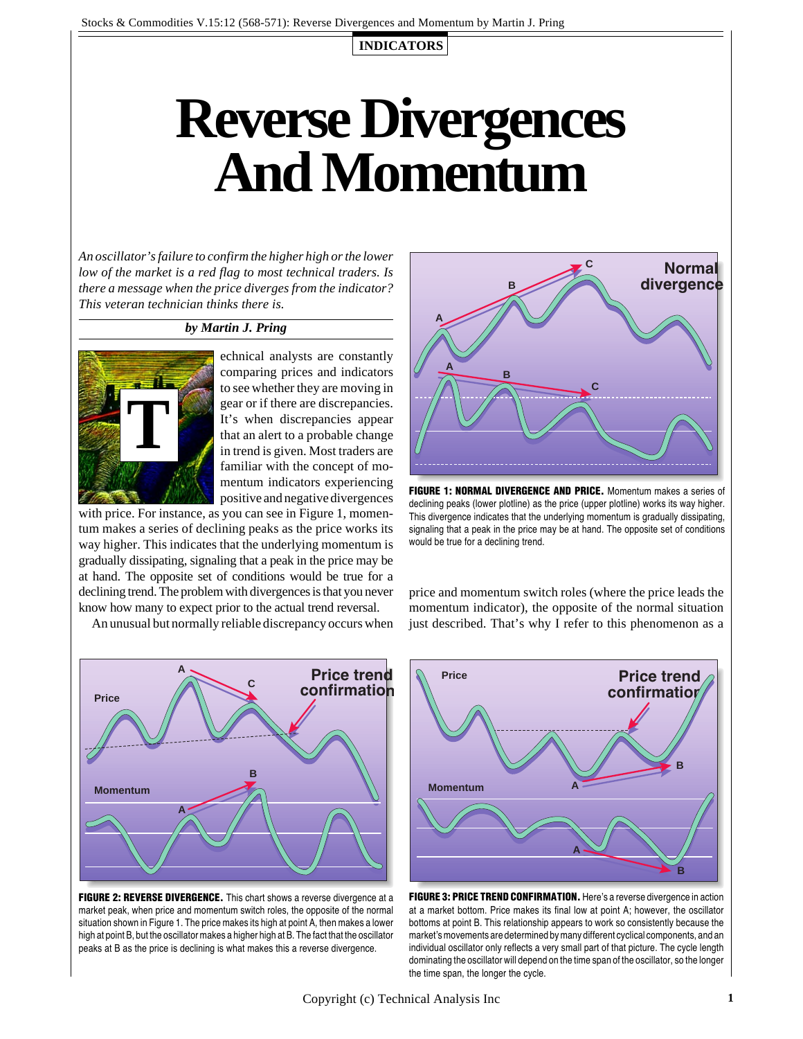INDICATORS

# Reverse Divergences And Momentum

*An oscillator's failure to confirm the higher high or the lower low of the market is a red flag to most technical traders. Is there a message when the price diverges from the indicator? This veteran technician thinks there is.*

***by Martin J. Pring***

Technical analysts are constantly comparing prices and indicators to see whether they are moving in gear or if there are discrepancies. It's when discrepancies appear that an alert to a probable change in trend is given. Most traders are familiar with the concept of momentum indicators experiencing positive and negative divergences with price. For instance, as you can see in Figure 1, momentum makes a series of declining peaks as the price works its way higher. This indicates that the underlying momentum is gradually dissipating, signaling that a peak in the price may be at hand. The opposite set of conditions would be true for a declining trend. The problem with divergences is that you never know how many to expect prior to the actual trend reversal.

An unusual but normally reliable discrepancy occurs when price and momentum switch roles (where the price leads the momentum indicator), the opposite of the normal situation just described. That's why I refer to this phenomenon as a

**FIGURE 1: NORMAL DIVERGENCE AND PRICE.** Momentum makes a series of declining peaks (lower plotline) as the price (upper plotline) works its way higher. This divergence indicates that the underlying momentum is gradually dissipating, signaling that a peak in the price may be at hand. The opposite set of conditions would be true for a declining trend.

**FIGURE 2: REVERSE DIVERGENCE.** This chart shows a reverse divergence at a market peak, when price and momentum switch roles, the opposite of the normal situation shown in Figure 1. The price makes its high at point A, then makes a lower high at point B, but the oscillator makes a higher high at B. The fact that the oscillator peaks at B as the price is declining is what makes this a reverse divergence.

**FIGURE 3: PRICE TREND CONFIRMATION.** Here's a reverse divergence in action at a market bottom. Price makes its final low at point A; however, the oscillator bottoms at point B. This relationship appears to work so consistently because the market's movements are determined by many different cyclical components, and an individual oscillator only reflects a very small part of that picture. The cycle length dominating the oscillator will depend on the time span of the oscillator, so the longer the time span, the longer the cycle.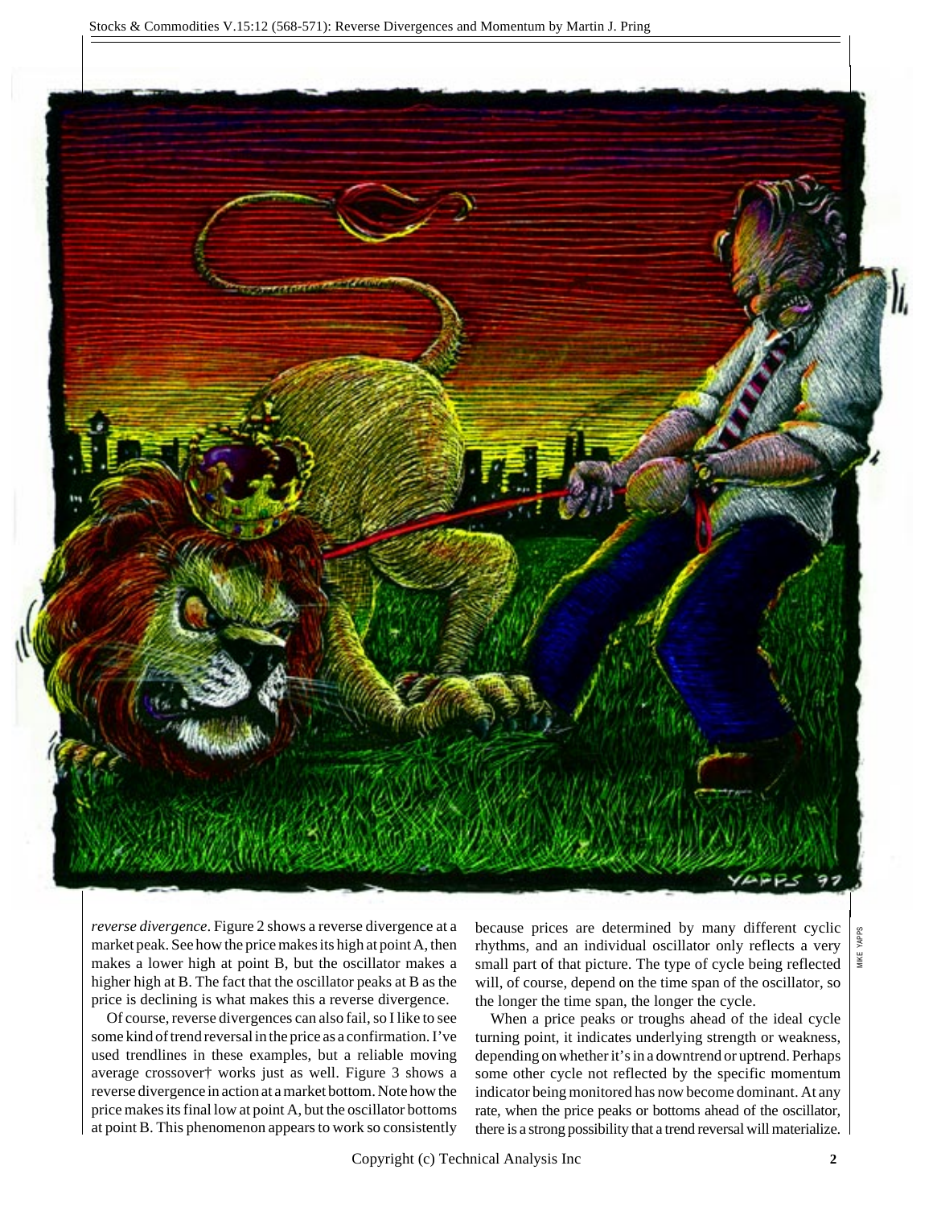*reverse divergence*. Figure 2 shows a reverse divergence at a market peak. See how the price makes its high at point A, then makes a lower high at point B, but the oscillator makes a higher high at B. The fact that the oscillator peaks at B as the price is declining is what makes this a reverse divergence.

Of course, reverse divergences can also fail, so I like to see some kind of trend reversal in the price as a confirmation. I've used trendlines in these examples, but a reliable moving average crossover† works just as well. Figure 3 shows a reverse divergence in action at a market bottom. Note how the price makes its final low at point A, but the oscillator bottoms at point B. This phenomenon appears to work so consistently because prices are determined by many different cyclic rhythms, and an individual oscillator only reflects a very small part of that picture. The type of cycle being reflected will, of course, depend on the time span of the oscillator, so the longer the time span, the longer the cycle.

When a price peaks or troughs ahead of the ideal cycle turning point, it indicates underlying strength or weakness, depending on whether it's in a downtrend or uptrend. Perhaps some other cycle not reflected by the specific momentum indicator being monitored has now become dominant. At any rate, when the price peaks or bottoms ahead of the oscillator, there is a strong possibility that a trend reversal will materialize.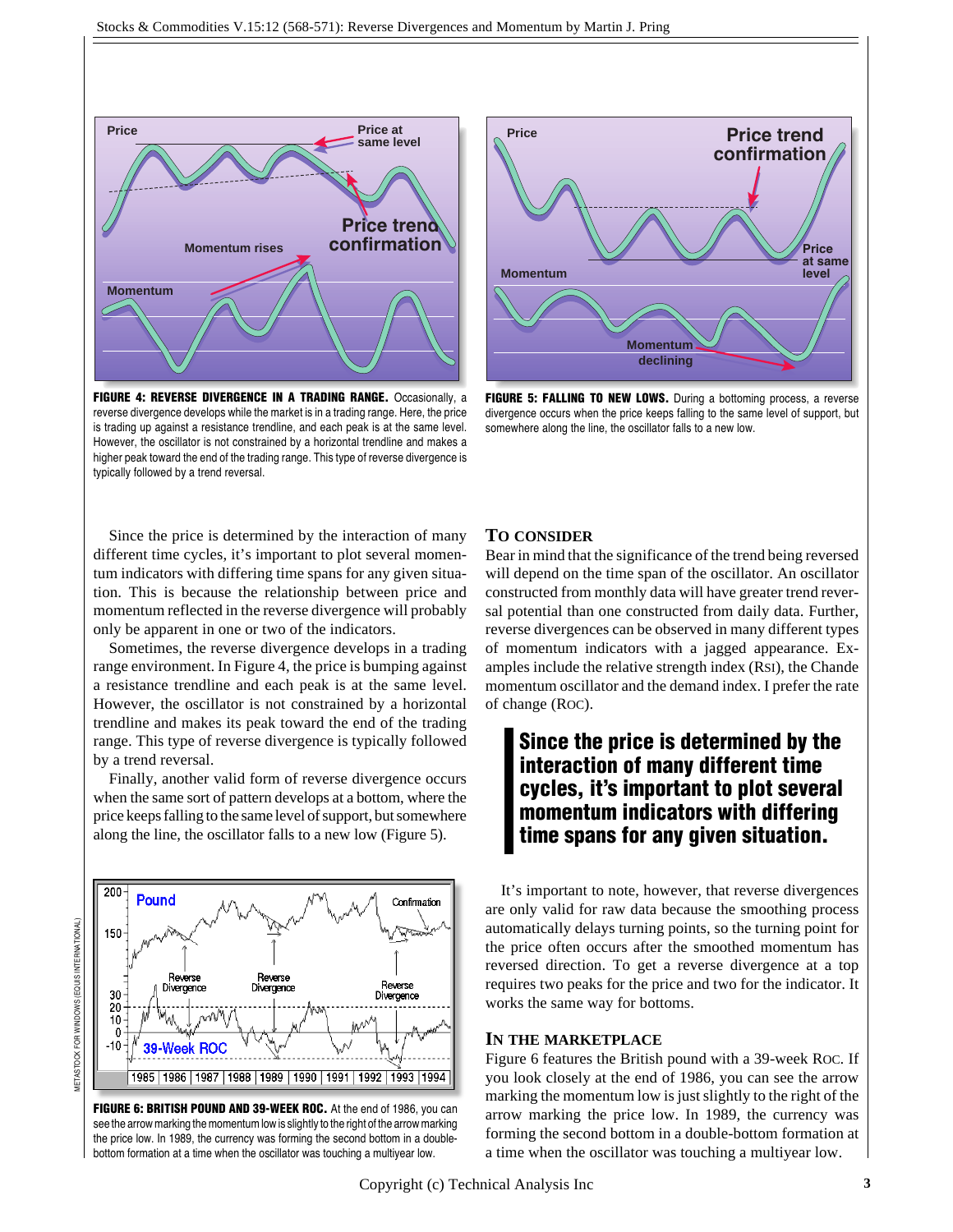FIGURE 4: REVERSE DIVERGENCE IN A TRADING RANGE. Occasionally, a reverse divergence develops while the market is in a trading range. Here, the price is trading up against a resistance trendline, and each peak is at the same level. However, the oscillator is not constrained by a horizontal trendline and makes a higher peak toward the end of the trading range. This type of reverse divergence is typically followed by a trend reversal.

FIGURE 5: FALLING TO NEW LOWS. During a bottoming process, a reverse divergence occurs when the price keeps falling to the same level of support, but somewhere along the line, the oscillator falls to a new low.

Since the price is determined by the interaction of many different time cycles, it's important to plot several momentum indicators with differing time spans for any given situation. This is because the relationship between price and momentum reflected in the reverse divergence will probably only be apparent in one or two of the indicators.

Sometimes, the reverse divergence develops in a trading range environment. In Figure 4, the price is bumping against a resistance trendline and each peak is at the same level. However, the oscillator is not constrained by a horizontal trendline and makes its peak toward the end of the trading range. This type of reverse divergence is typically followed by a trend reversal.

Finally, another valid form of reverse divergence occurs when the same sort of pattern develops at a bottom, where the price keeps falling to the same level of support, but somewhere along the line, the oscillator falls to a new low (Figure 5).

FIGURE 6: BRITISH POUND AND 39-WEEK ROC. At the end of 1986, you can see the arrow marking the momentum low is slightly to the right of the arrow marking the price low. In 1989, the currency was forming the second bottom in a double-bottom formation at a time when the oscillator was touching a multiyear low.

## TO CONSIDER

Bear in mind that the significance of the trend being reversed will depend on the time span of the oscillator. An oscillator constructed from monthly data will have greater trend reversal potential than one constructed from daily data. Further, reverse divergences can be observed in many different types of momentum indicators with a jagged appearance. Examples include the relative strength index (RSI), the Chande momentum oscillator and the demand index. I prefer the rate of change (ROC).

> **Since the price is determined by the interaction of many different time cycles, it's important to plot several momentum indicators with differing time spans for any given situation.**

It's important to note, however, that reverse divergences are only valid for raw data because the smoothing process automatically delays turning points, so the turning point for the price often occurs after the smoothed momentum has reversed direction. To get a reverse divergence at a top requires two peaks for the price and two for the indicator. It works the same way for bottoms.

## IN THE MARKETPLACE

Figure 6 features the British pound with a 39-week ROC. If you look closely at the end of 1986, you can see the arrow marking the momentum low is just slightly to the right of the arrow marking the price low. In 1989, the currency was forming the second bottom in a double-bottom formation at a time when the oscillator was touching a multiyear low.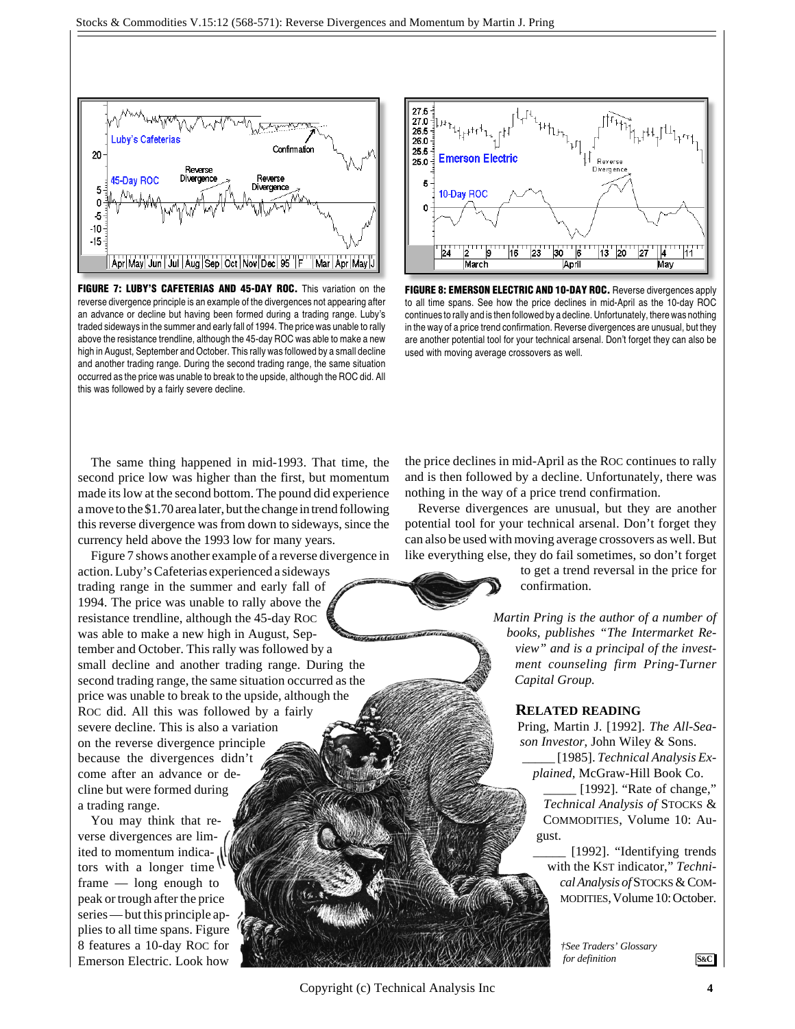Luby's Cafeterias

20

Confirmation

Reverse Divergence

Reverse Divergence

45-Day ROC

5

0

-5

-10

-15

Apr May Jun Jul Aug Sep Oct Nov Dec 95 F Mar Apr May J

**FIGURE 7: LUBY'S CAFETERIAS AND 45-DAY ROC.** This variation on the reverse divergence principle is an example of the divergences not appearing after an advance or decline but having been formed during a trading range. Luby's traded sideways in the summer and early fall of 1994. The price was unable to rally above the resistance trendline, although the 45-day ROC was able to make a new high in August, September and October. This rally was followed by a small decline and another trading range. During the second trading range, the same situation occurred as the price was unable to break to the upside, although the ROC did. All this was followed by a fairly severe decline.

27.5

27.0

26.5

26.0

25.5

25.0

Emerson Electric

Reverse Divergence

5

0

10-Day ROC

24 2 9 16 23 30 6 13 20 27 4 11

March April May

**FIGURE 8: EMERSON ELECTRIC AND 10-DAY ROC.** Reverse divergences apply to all time spans. See how the price declines in mid-April as the 10-day ROC continues to rally and is then followed by a decline. Unfortunately, there was nothing in the way of a price trend confirmation. Reverse divergences are unusual, but they are another potential tool for your technical arsenal. Don't forget they can also be used with moving average crossovers as well.

The same thing happened in mid-1993. That time, the second price low was higher than the first, but momentum made its low at the second bottom. The pound did experience a move to the $1.70 area later, but the change in trend following this reverse divergence was from down to sideways, since the currency held above the 1993 low for many years.

Figure 7 shows another example of a reverse divergence in action. Luby's Cafeterias experienced a sideways trading range in the summer and early fall of 1994. The price was unable to rally above the resistance trendline, although the 45-day ROC was able to make a new high in August, September and October. This rally was followed by a small decline and another trading range. During the second trading range, the same situation occurred as the price was unable to break to the upside, although the ROC did. All this was followed by a fairly severe decline. This is also a variation on the reverse divergence principle because the divergences didn't come after an advance or decline but were formed during a trading range.

You may think that reverse divergences are limited to momentum indicators with a longer time frame — long enough to peak or trough after the price series — but this principle applies to all time spans. Figure 8 features a 10-day ROC for Emerson Electric. Look how the price declines in mid-April as the ROC continues to rally and is then followed by a decline. Unfortunately, there was nothing in the way of a price trend confirmation.

Reverse divergences are unusual, but they are another potential tool for your technical arsenal. Don't forget they can also be used with moving average crossovers as well. But like everything else, they do fail sometimes, so don't forget to get a trend reversal in the price for confirmation.

*Martin Pring is the author of a number of books, publishes "The Intermarket Review" and is a principal of the investment counseling firm Pring-Turner Capital Group.*

## RELATED READING

Pring, Martin J. [1992]. *The All-Season Investor*, John Wiley & Sons.

_____ [1985]. *Technical Analysis Explained*, McGraw-Hill Book Co.

_____ [1992]. "Rate of change," *Technical Analysis of* STOCKS & COMMODITIES, Volume 10: August.

_____ [1992]. "Identifying trends with the KST indicator," *Technical Analysis of* STOCKS & COMMODITIES, Volume 10: October.

*†See Traders' Glossary for definition*